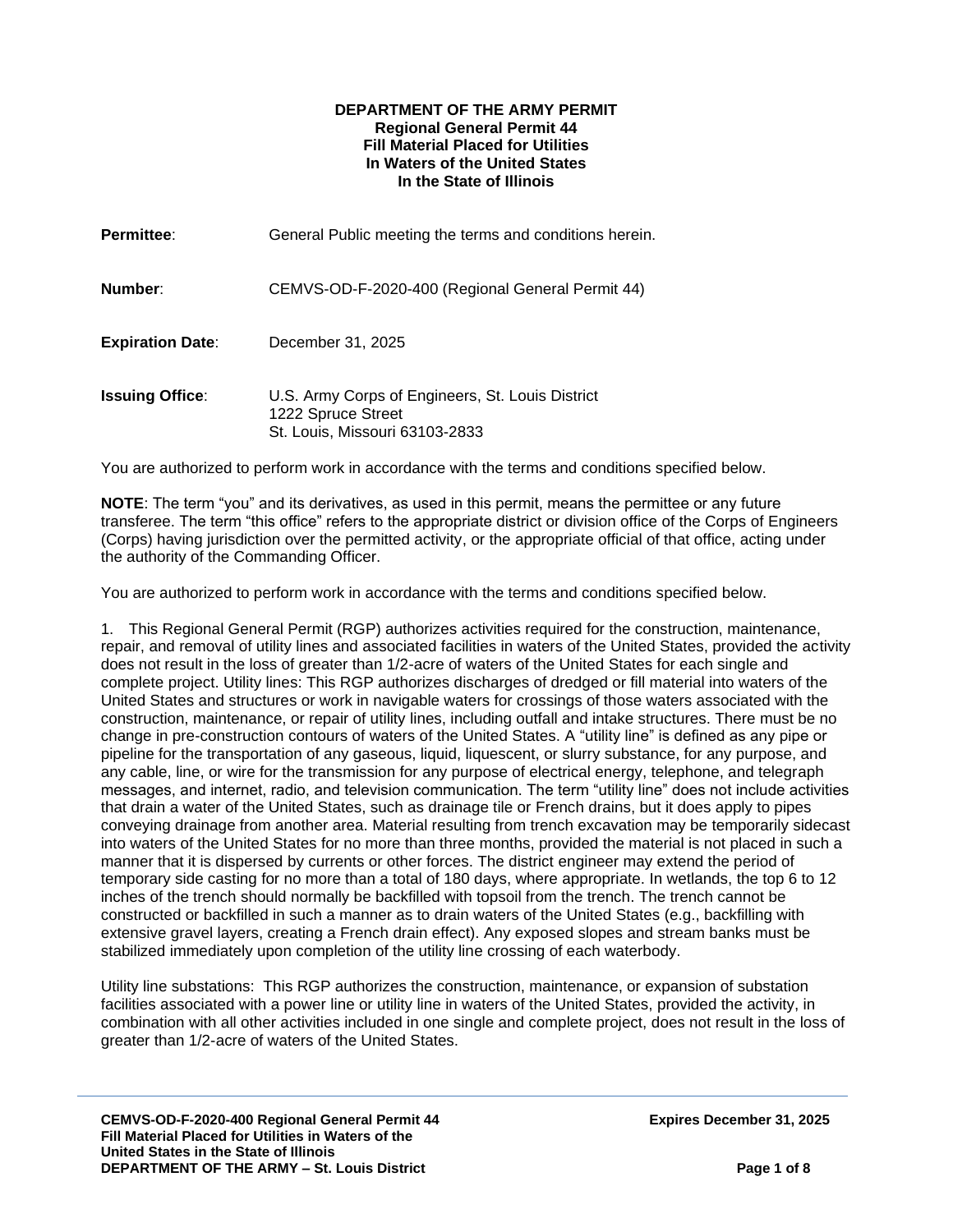**DEPARTMENT OF THE ARMY PERMIT**
**Regional General Permit 44**
**Fill Material Placed for Utilities**
**In Waters of the United States**
**In the State of Illinois**

**Permittee**: General Public meeting the terms and conditions herein.

**Number**: CEMVS-OD-F-2020-400 (Regional General Permit 44)

**Expiration Date**: December 31, 2025

**Issuing Office**: U.S. Army Corps of Engineers, St. Louis District
1222 Spruce Street
St. Louis, Missouri 63103-2833

You are authorized to perform work in accordance with the terms and conditions specified below.

**NOTE**: The term "you" and its derivatives, as used in this permit, means the permittee or any future transferee. The term "this office" refers to the appropriate district or division office of the Corps of Engineers (Corps) having jurisdiction over the permitted activity, or the appropriate official of that office, acting under the authority of the Commanding Officer.

You are authorized to perform work in accordance with the terms and conditions specified below.

1. This Regional General Permit (RGP) authorizes activities required for the construction, maintenance, repair, and removal of utility lines and associated facilities in waters of the United States, provided the activity does not result in the loss of greater than 1/2-acre of waters of the United States for each single and complete project. Utility lines: This RGP authorizes discharges of dredged or fill material into waters of the United States and structures or work in navigable waters for crossings of those waters associated with the construction, maintenance, or repair of utility lines, including outfall and intake structures. There must be no change in pre-construction contours of waters of the United States. A "utility line" is defined as any pipe or pipeline for the transportation of any gaseous, liquid, liquescent, or slurry substance, for any purpose, and any cable, line, or wire for the transmission for any purpose of electrical energy, telephone, and telegraph messages, and internet, radio, and television communication. The term "utility line" does not include activities that drain a water of the United States, such as drainage tile or French drains, but it does apply to pipes conveying drainage from another area. Material resulting from trench excavation may be temporarily sidecast into waters of the United States for no more than three months, provided the material is not placed in such a manner that it is dispersed by currents or other forces. The district engineer may extend the period of temporary side casting for no more than a total of 180 days, where appropriate. In wetlands, the top 6 to 12 inches of the trench should normally be backfilled with topsoil from the trench. The trench cannot be constructed or backfilled in such a manner as to drain waters of the United States (e.g., backfilling with extensive gravel layers, creating a French drain effect). Any exposed slopes and stream banks must be stabilized immediately upon completion of the utility line crossing of each waterbody.

Utility line substations: This RGP authorizes the construction, maintenance, or expansion of substation facilities associated with a power line or utility line in waters of the United States, provided the activity, in combination with all other activities included in one single and complete project, does not result in the loss of greater than 1/2-acre of waters of the United States.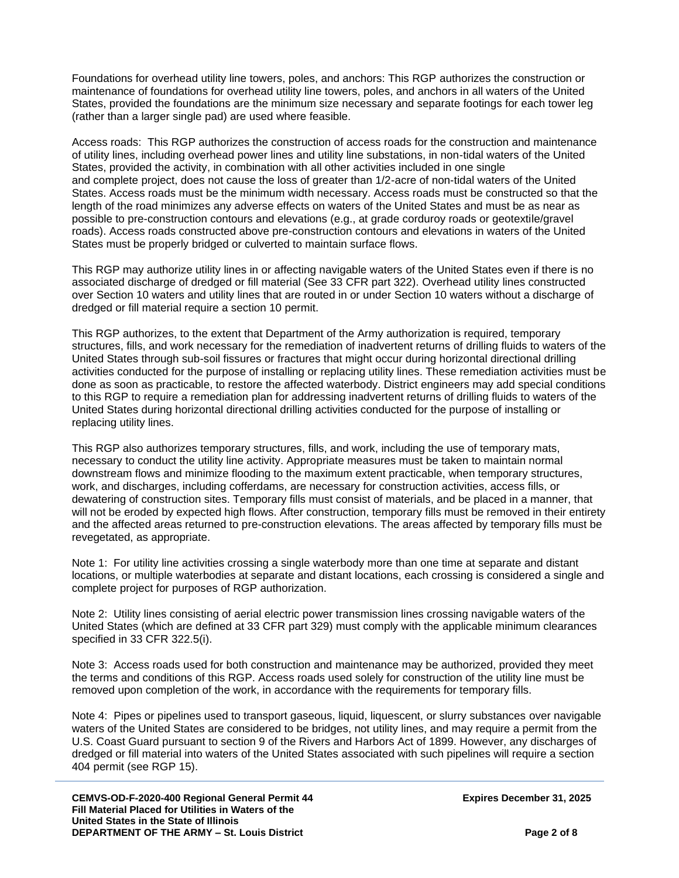Foundations for overhead utility line towers, poles, and anchors: This RGP authorizes the construction or maintenance of foundations for overhead utility line towers, poles, and anchors in all waters of the United States, provided the foundations are the minimum size necessary and separate footings for each tower leg (rather than a larger single pad) are used where feasible.

Access roads: This RGP authorizes the construction of access roads for the construction and maintenance of utility lines, including overhead power lines and utility line substations, in non-tidal waters of the United States, provided the activity, in combination with all other activities included in one single and complete project, does not cause the loss of greater than 1/2-acre of non-tidal waters of the United States. Access roads must be the minimum width necessary. Access roads must be constructed so that the length of the road minimizes any adverse effects on waters of the United States and must be as near as possible to pre-construction contours and elevations (e.g., at grade corduroy roads or geotextile/gravel roads). Access roads constructed above pre-construction contours and elevations in waters of the United States must be properly bridged or culverted to maintain surface flows.

This RGP may authorize utility lines in or affecting navigable waters of the United States even if there is no associated discharge of dredged or fill material (See 33 CFR part 322). Overhead utility lines constructed over Section 10 waters and utility lines that are routed in or under Section 10 waters without a discharge of dredged or fill material require a section 10 permit.

This RGP authorizes, to the extent that Department of the Army authorization is required, temporary structures, fills, and work necessary for the remediation of inadvertent returns of drilling fluids to waters of the United States through sub-soil fissures or fractures that might occur during horizontal directional drilling activities conducted for the purpose of installing or replacing utility lines. These remediation activities must be done as soon as practicable, to restore the affected waterbody. District engineers may add special conditions to this RGP to require a remediation plan for addressing inadvertent returns of drilling fluids to waters of the United States during horizontal directional drilling activities conducted for the purpose of installing or replacing utility lines.

This RGP also authorizes temporary structures, fills, and work, including the use of temporary mats, necessary to conduct the utility line activity. Appropriate measures must be taken to maintain normal downstream flows and minimize flooding to the maximum extent practicable, when temporary structures, work, and discharges, including cofferdams, are necessary for construction activities, access fills, or dewatering of construction sites. Temporary fills must consist of materials, and be placed in a manner, that will not be eroded by expected high flows. After construction, temporary fills must be removed in their entirety and the affected areas returned to pre-construction elevations. The areas affected by temporary fills must be revegetated, as appropriate.

Note 1: For utility line activities crossing a single waterbody more than one time at separate and distant locations, or multiple waterbodies at separate and distant locations, each crossing is considered a single and complete project for purposes of RGP authorization.

Note 2: Utility lines consisting of aerial electric power transmission lines crossing navigable waters of the United States (which are defined at 33 CFR part 329) must comply with the applicable minimum clearances specified in 33 CFR 322.5(i).

Note 3: Access roads used for both construction and maintenance may be authorized, provided they meet the terms and conditions of this RGP. Access roads used solely for construction of the utility line must be removed upon completion of the work, in accordance with the requirements for temporary fills.

Note 4: Pipes or pipelines used to transport gaseous, liquid, liquescent, or slurry substances over navigable waters of the United States are considered to be bridges, not utility lines, and may require a permit from the U.S. Coast Guard pursuant to section 9 of the Rivers and Harbors Act of 1899. However, any discharges of dredged or fill material into waters of the United States associated with such pipelines will require a section 404 permit (see RGP 15).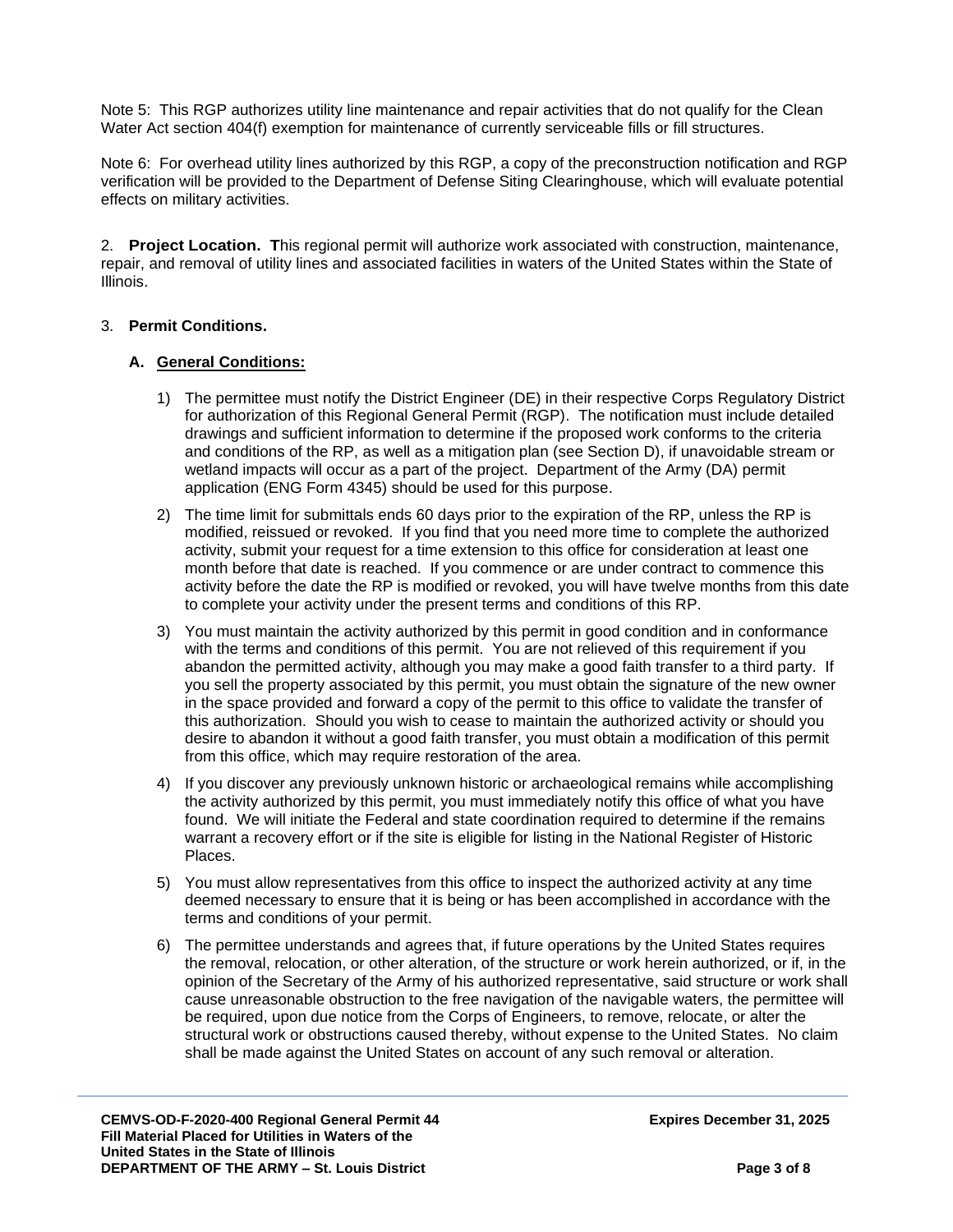Note 5: This RGP authorizes utility line maintenance and repair activities that do not qualify for the Clean Water Act section 404(f) exemption for maintenance of currently serviceable fills or fill structures.

Note 6: For overhead utility lines authorized by this RGP, a copy of the preconstruction notification and RGP verification will be provided to the Department of Defense Siting Clearinghouse, which will evaluate potential effects on military activities.

2. **Project Location.** **T**his regional permit will authorize work associated with construction, maintenance, repair, and removal of utility lines and associated facilities in waters of the United States within the State of Illinois.

3. **Permit Conditions.**

**A. General Conditions:**

1) The permittee must notify the District Engineer (DE) in their respective Corps Regulatory District for authorization of this Regional General Permit (RGP). The notification must include detailed drawings and sufficient information to determine if the proposed work conforms to the criteria and conditions of the RP, as well as a mitigation plan (see Section D), if unavoidable stream or wetland impacts will occur as a part of the project. Department of the Army (DA) permit application (ENG Form 4345) should be used for this purpose.

2) The time limit for submittals ends 60 days prior to the expiration of the RP, unless the RP is modified, reissued or revoked. If you find that you need more time to complete the authorized activity, submit your request for a time extension to this office for consideration at least one month before that date is reached. If you commence or are under contract to commence this activity before the date the RP is modified or revoked, you will have twelve months from this date to complete your activity under the present terms and conditions of this RP.

3) You must maintain the activity authorized by this permit in good condition and in conformance with the terms and conditions of this permit. You are not relieved of this requirement if you abandon the permitted activity, although you may make a good faith transfer to a third party. If you sell the property associated by this permit, you must obtain the signature of the new owner in the space provided and forward a copy of the permit to this office to validate the transfer of this authorization. Should you wish to cease to maintain the authorized activity or should you desire to abandon it without a good faith transfer, you must obtain a modification of this permit from this office, which may require restoration of the area.

4) If you discover any previously unknown historic or archaeological remains while accomplishing the activity authorized by this permit, you must immediately notify this office of what you have found. We will initiate the Federal and state coordination required to determine if the remains warrant a recovery effort or if the site is eligible for listing in the National Register of Historic Places.

5) You must allow representatives from this office to inspect the authorized activity at any time deemed necessary to ensure that it is being or has been accomplished in accordance with the terms and conditions of your permit.

6) The permittee understands and agrees that, if future operations by the United States requires the removal, relocation, or other alteration, of the structure or work herein authorized, or if, in the opinion of the Secretary of the Army of his authorized representative, said structure or work shall cause unreasonable obstruction to the free navigation of the navigable waters, the permittee will be required, upon due notice from the Corps of Engineers, to remove, relocate, or alter the structural work or obstructions caused thereby, without expense to the United States. No claim shall be made against the United States on account of any such removal or alteration.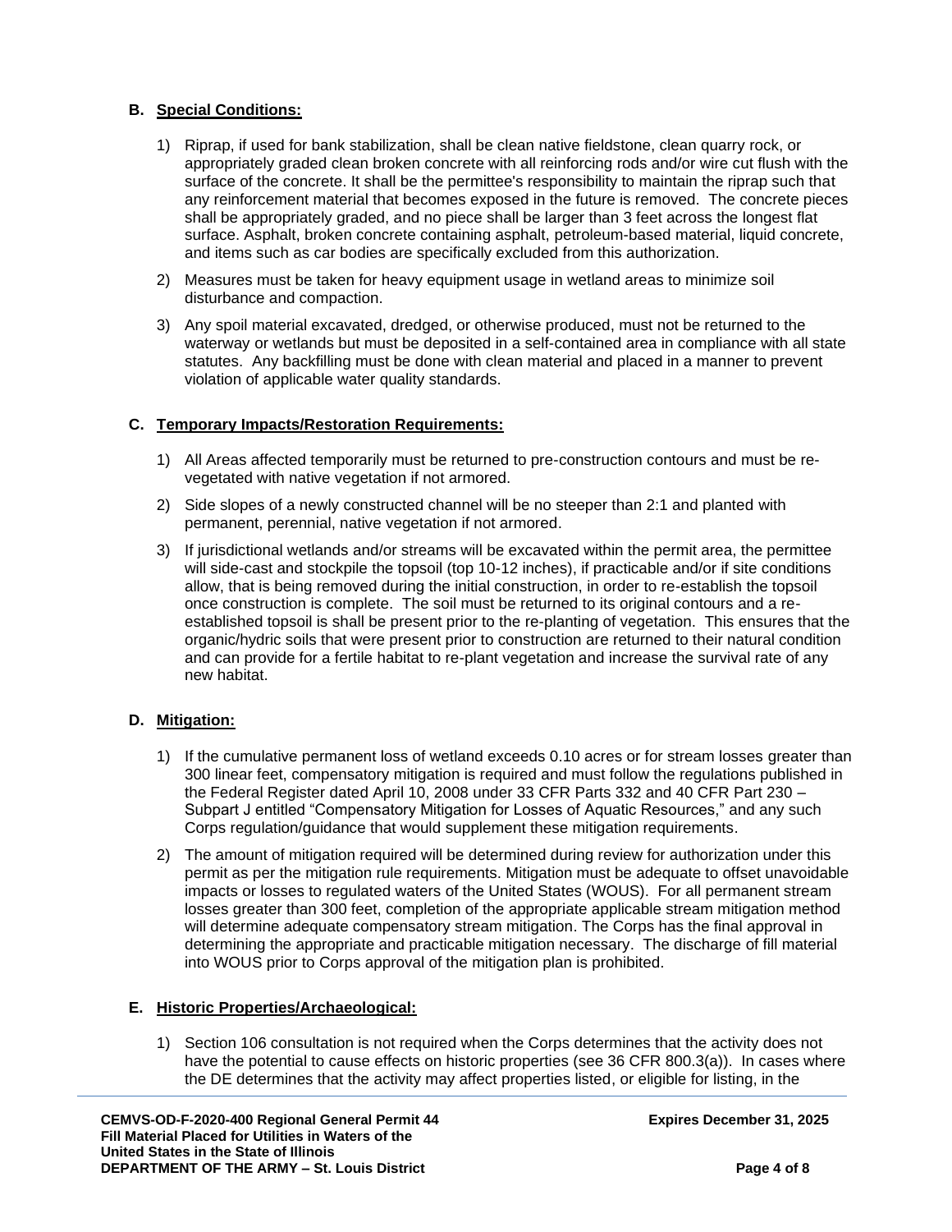## B. Special Conditions:

1) Riprap, if used for bank stabilization, shall be clean native fieldstone, clean quarry rock, or appropriately graded clean broken concrete with all reinforcing rods and/or wire cut flush with the surface of the concrete. It shall be the permittee's responsibility to maintain the riprap such that any reinforcement material that becomes exposed in the future is removed. The concrete pieces shall be appropriately graded, and no piece shall be larger than 3 feet across the longest flat surface. Asphalt, broken concrete containing asphalt, petroleum-based material, liquid concrete, and items such as car bodies are specifically excluded from this authorization.

2) Measures must be taken for heavy equipment usage in wetland areas to minimize soil disturbance and compaction.

3) Any spoil material excavated, dredged, or otherwise produced, must not be returned to the waterway or wetlands but must be deposited in a self-contained area in compliance with all state statutes. Any backfilling must be done with clean material and placed in a manner to prevent violation of applicable water quality standards.

## C. Temporary Impacts/Restoration Requirements:

1) All Areas affected temporarily must be returned to pre-construction contours and must be re-vegetated with native vegetation if not armored.

2) Side slopes of a newly constructed channel will be no steeper than 2:1 and planted with permanent, perennial, native vegetation if not armored.

3) If jurisdictional wetlands and/or streams will be excavated within the permit area, the permittee will side-cast and stockpile the topsoil (top 10-12 inches), if practicable and/or if site conditions allow, that is being removed during the initial construction, in order to re-establish the topsoil once construction is complete. The soil must be returned to its original contours and a re-established topsoil is shall be present prior to the re-planting of vegetation. This ensures that the organic/hydric soils that were present prior to construction are returned to their natural condition and can provide for a fertile habitat to re-plant vegetation and increase the survival rate of any new habitat.

## D. Mitigation:

1) If the cumulative permanent loss of wetland exceeds 0.10 acres or for stream losses greater than 300 linear feet, compensatory mitigation is required and must follow the regulations published in the Federal Register dated April 10, 2008 under 33 CFR Parts 332 and 40 CFR Part 230 – Subpart J entitled "Compensatory Mitigation for Losses of Aquatic Resources," and any such Corps regulation/guidance that would supplement these mitigation requirements.

2) The amount of mitigation required will be determined during review for authorization under this permit as per the mitigation rule requirements. Mitigation must be adequate to offset unavoidable impacts or losses to regulated waters of the United States (WOUS). For all permanent stream losses greater than 300 feet, completion of the appropriate applicable stream mitigation method will determine adequate compensatory stream mitigation. The Corps has the final approval in determining the appropriate and practicable mitigation necessary. The discharge of fill material into WOUS prior to Corps approval of the mitigation plan is prohibited.

## E. Historic Properties/Archaeological:

1) Section 106 consultation is not required when the Corps determines that the activity does not have the potential to cause effects on historic properties (see 36 CFR 800.3(a)). In cases where the DE determines that the activity may affect properties listed, or eligible for listing, in the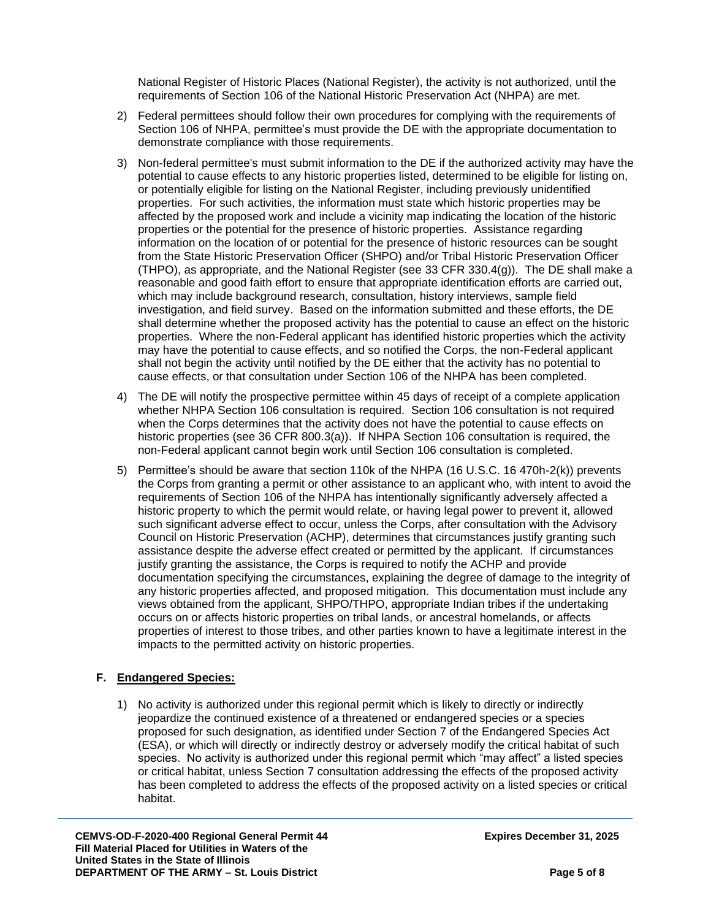National Register of Historic Places (National Register), the activity is not authorized, until the requirements of Section 106 of the National Historic Preservation Act (NHPA) are met.

2) Federal permittees should follow their own procedures for complying with the requirements of Section 106 of NHPA, permittee's must provide the DE with the appropriate documentation to demonstrate compliance with those requirements.

3) Non-federal permittee's must submit information to the DE if the authorized activity may have the potential to cause effects to any historic properties listed, determined to be eligible for listing on, or potentially eligible for listing on the National Register, including previously unidentified properties. For such activities, the information must state which historic properties may be affected by the proposed work and include a vicinity map indicating the location of the historic properties or the potential for the presence of historic properties. Assistance regarding information on the location of or potential for the presence of historic resources can be sought from the State Historic Preservation Officer (SHPO) and/or Tribal Historic Preservation Officer (THPO), as appropriate, and the National Register (see 33 CFR 330.4(g)). The DE shall make a reasonable and good faith effort to ensure that appropriate identification efforts are carried out, which may include background research, consultation, history interviews, sample field investigation, and field survey. Based on the information submitted and these efforts, the DE shall determine whether the proposed activity has the potential to cause an effect on the historic properties. Where the non-Federal applicant has identified historic properties which the activity may have the potential to cause effects, and so notified the Corps, the non-Federal applicant shall not begin the activity until notified by the DE either that the activity has no potential to cause effects, or that consultation under Section 106 of the NHPA has been completed.

4) The DE will notify the prospective permittee within 45 days of receipt of a complete application whether NHPA Section 106 consultation is required. Section 106 consultation is not required when the Corps determines that the activity does not have the potential to cause effects on historic properties (see 36 CFR 800.3(a)). If NHPA Section 106 consultation is required, the non-Federal applicant cannot begin work until Section 106 consultation is completed.

5) Permittee's should be aware that section 110k of the NHPA (16 U.S.C. 16 470h-2(k)) prevents the Corps from granting a permit or other assistance to an applicant who, with intent to avoid the requirements of Section 106 of the NHPA has intentionally significantly adversely affected a historic property to which the permit would relate, or having legal power to prevent it, allowed such significant adverse effect to occur, unless the Corps, after consultation with the Advisory Council on Historic Preservation (ACHP), determines that circumstances justify granting such assistance despite the adverse effect created or permitted by the applicant. If circumstances justify granting the assistance, the Corps is required to notify the ACHP and provide documentation specifying the circumstances, explaining the degree of damage to the integrity of any historic properties affected, and proposed mitigation. This documentation must include any views obtained from the applicant, SHPO/THPO, appropriate Indian tribes if the undertaking occurs on or affects historic properties on tribal lands, or ancestral homelands, or affects properties of interest to those tribes, and other parties known to have a legitimate interest in the impacts to the permitted activity on historic properties.

## F. Endangered Species:

1) No activity is authorized under this regional permit which is likely to directly or indirectly jeopardize the continued existence of a threatened or endangered species or a species proposed for such designation, as identified under Section 7 of the Endangered Species Act (ESA), or which will directly or indirectly destroy or adversely modify the critical habitat of such species. No activity is authorized under this regional permit which "may affect" a listed species or critical habitat, unless Section 7 consultation addressing the effects of the proposed activity has been completed to address the effects of the proposed activity on a listed species or critical habitat.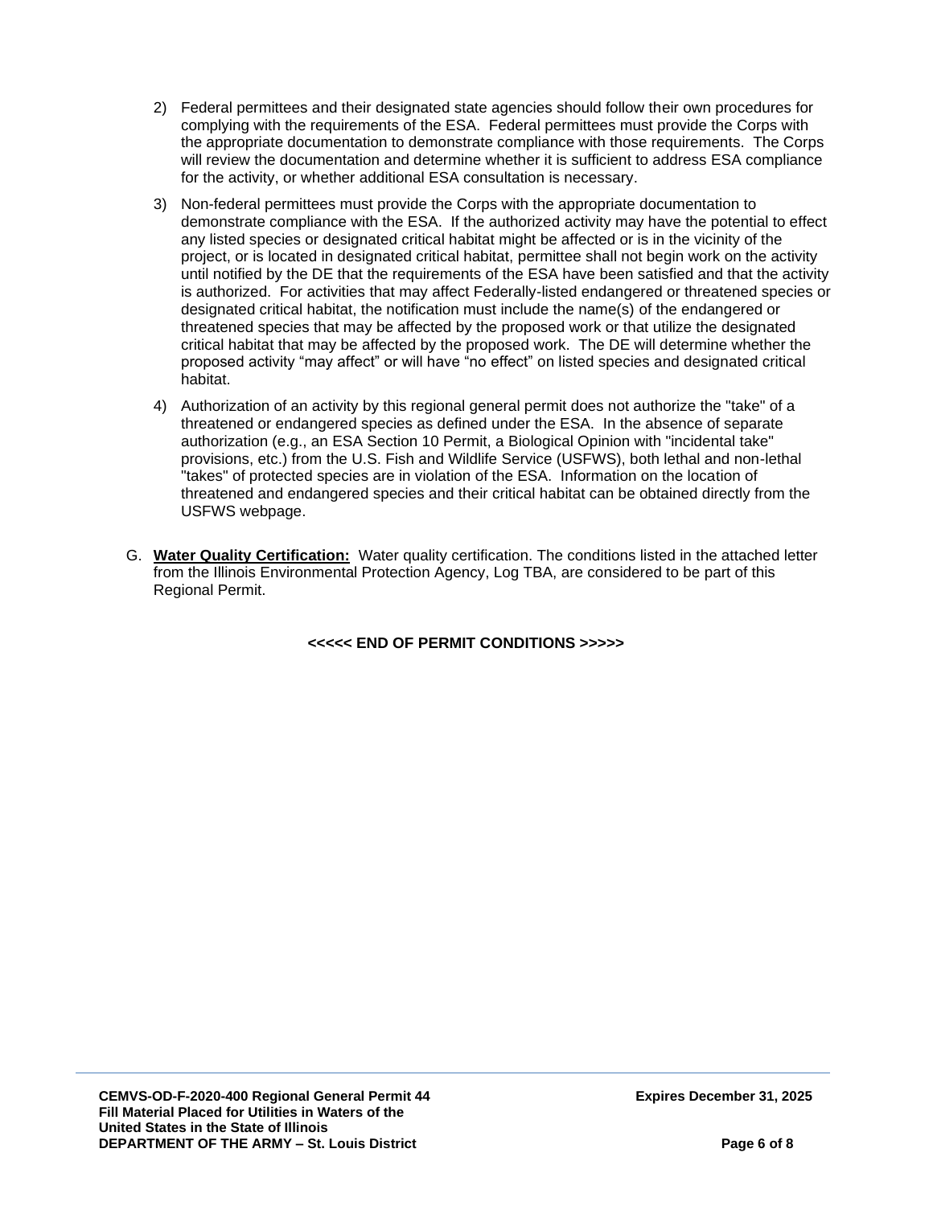2) Federal permittees and their designated state agencies should follow their own procedures for complying with the requirements of the ESA. Federal permittees must provide the Corps with the appropriate documentation to demonstrate compliance with those requirements. The Corps will review the documentation and determine whether it is sufficient to address ESA compliance for the activity, or whether additional ESA consultation is necessary.

3) Non-federal permittees must provide the Corps with the appropriate documentation to demonstrate compliance with the ESA. If the authorized activity may have the potential to effect any listed species or designated critical habitat might be affected or is in the vicinity of the project, or is located in designated critical habitat, permittee shall not begin work on the activity until notified by the DE that the requirements of the ESA have been satisfied and that the activity is authorized. For activities that may affect Federally-listed endangered or threatened species or designated critical habitat, the notification must include the name(s) of the endangered or threatened species that may be affected by the proposed work or that utilize the designated critical habitat that may be affected by the proposed work. The DE will determine whether the proposed activity "may affect" or will have "no effect" on listed species and designated critical habitat.

4) Authorization of an activity by this regional general permit does not authorize the "take" of a threatened or endangered species as defined under the ESA. In the absence of separate authorization (e.g., an ESA Section 10 Permit, a Biological Opinion with "incidental take" provisions, etc.) from the U.S. Fish and Wildlife Service (USFWS), both lethal and non-lethal "takes" of protected species are in violation of the ESA. Information on the location of threatened and endangered species and their critical habitat can be obtained directly from the USFWS webpage.

G. **Water Quality Certification:** Water quality certification. The conditions listed in the attached letter from the Illinois Environmental Protection Agency, Log TBA, are considered to be part of this Regional Permit.

**<<<<< END OF PERMIT CONDITIONS >>>>>**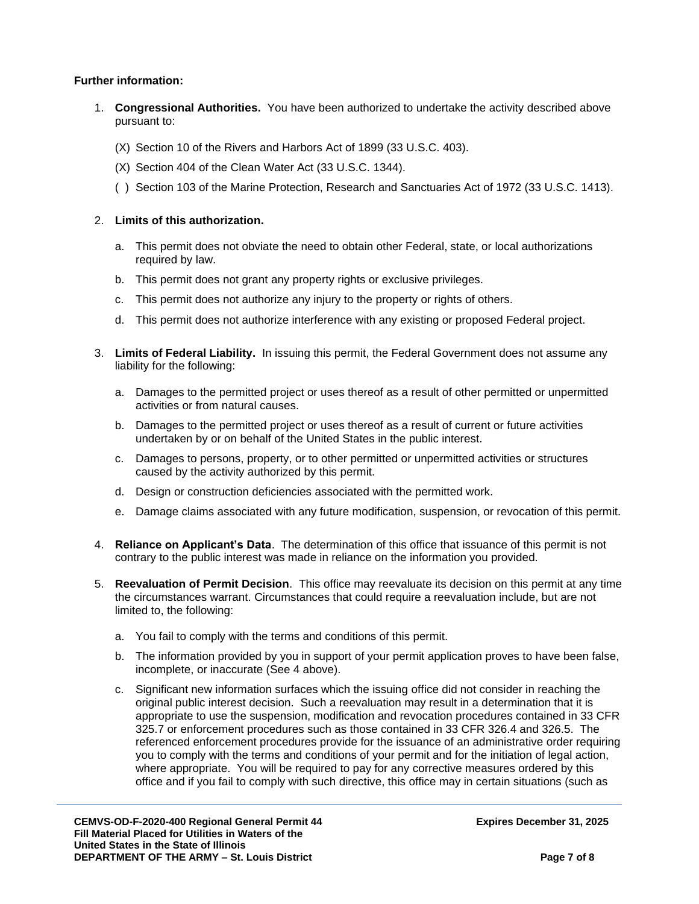**Further information:**

1. **Congressional Authorities.** You have been authorized to undertake the activity described above pursuant to:

   (X) Section 10 of the Rivers and Harbors Act of 1899 (33 U.S.C. 403).

   (X) Section 404 of the Clean Water Act (33 U.S.C. 1344).

   ( ) Section 103 of the Marine Protection, Research and Sanctuaries Act of 1972 (33 U.S.C. 1413).

2. **Limits of this authorization.**

   a. This permit does not obviate the need to obtain other Federal, state, or local authorizations required by law.

   b. This permit does not grant any property rights or exclusive privileges.

   c. This permit does not authorize any injury to the property or rights of others.

   d. This permit does not authorize interference with any existing or proposed Federal project.

3. **Limits of Federal Liability.** In issuing this permit, the Federal Government does not assume any liability for the following:

   a. Damages to the permitted project or uses thereof as a result of other permitted or unpermitted activities or from natural causes.

   b. Damages to the permitted project or uses thereof as a result of current or future activities undertaken by or on behalf of the United States in the public interest.

   c. Damages to persons, property, or to other permitted or unpermitted activities or structures caused by the activity authorized by this permit.

   d. Design or construction deficiencies associated with the permitted work.

   e. Damage claims associated with any future modification, suspension, or revocation of this permit.

4. **Reliance on Applicant's Data**. The determination of this office that issuance of this permit is not contrary to the public interest was made in reliance on the information you provided.

5. **Reevaluation of Permit Decision**. This office may reevaluate its decision on this permit at any time the circumstances warrant. Circumstances that could require a reevaluation include, but are not limited to, the following:

   a. You fail to comply with the terms and conditions of this permit.

   b. The information provided by you in support of your permit application proves to have been false, incomplete, or inaccurate (See 4 above).

   c. Significant new information surfaces which the issuing office did not consider in reaching the original public interest decision. Such a reevaluation may result in a determination that it is appropriate to use the suspension, modification and revocation procedures contained in 33 CFR 325.7 or enforcement procedures such as those contained in 33 CFR 326.4 and 326.5. The referenced enforcement procedures provide for the issuance of an administrative order requiring you to comply with the terms and conditions of your permit and for the initiation of legal action, where appropriate. You will be required to pay for any corrective measures ordered by this office and if you fail to comply with such directive, this office may in certain situations (such as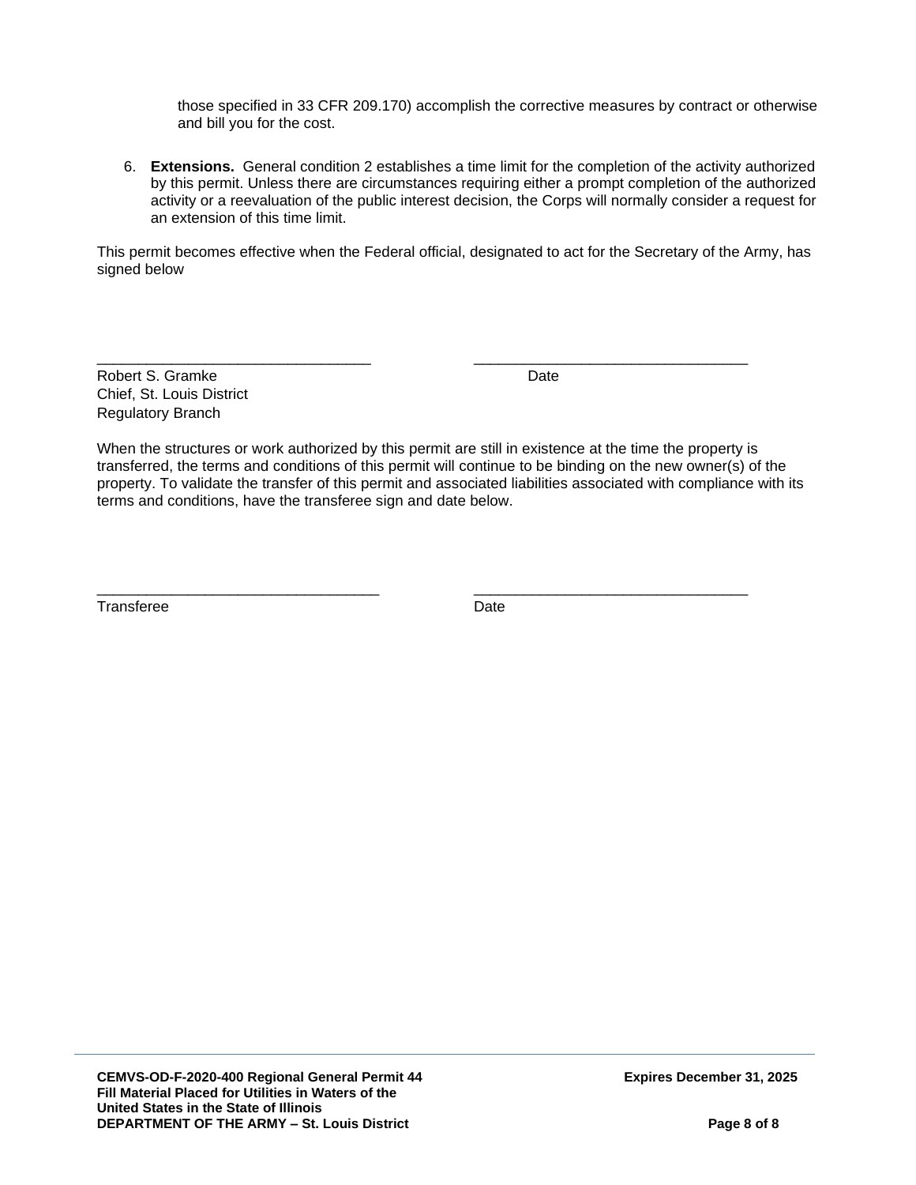those specified in 33 CFR 209.170) accomplish the corrective measures by contract or otherwise and bill you for the cost.

6. **Extensions.** General condition 2 establishes a time limit for the completion of the activity authorized by this permit. Unless there are circumstances requiring either a prompt completion of the authorized activity or a reevaluation of the public interest decision, the Corps will normally consider a request for an extension of this time limit.

This permit becomes effective when the Federal official, designated to act for the Secretary of the Army, has signed below

\_\_\_\_\_\_\_\_\_\_\_\_\_\_\_\_\_\_\_\_\_\_\_\_\_\_\_\_\_\_\_\_\_\_ \_\_\_\_\_\_\_\_\_\_\_\_\_\_\_\_\_\_\_\_\_\_\_\_\_\_\_\_\_\_\_\_\_\_

Robert S. Gramke Date
Chief, St. Louis District
Regulatory Branch

When the structures or work authorized by this permit are still in existence at the time the property is transferred, the terms and conditions of this permit will continue to be binding on the new owner(s) of the property. To validate the transfer of this permit and associated liabilities associated with compliance with its terms and conditions, have the transferee sign and date below.

\_\_\_\_\_\_\_\_\_\_\_\_\_\_\_\_\_\_\_\_\_\_\_\_\_\_\_\_\_\_\_\_\_\_ \_\_\_\_\_\_\_\_\_\_\_\_\_\_\_\_\_\_\_\_\_\_\_\_\_\_\_\_\_\_\_\_\_\_

Transferee Date